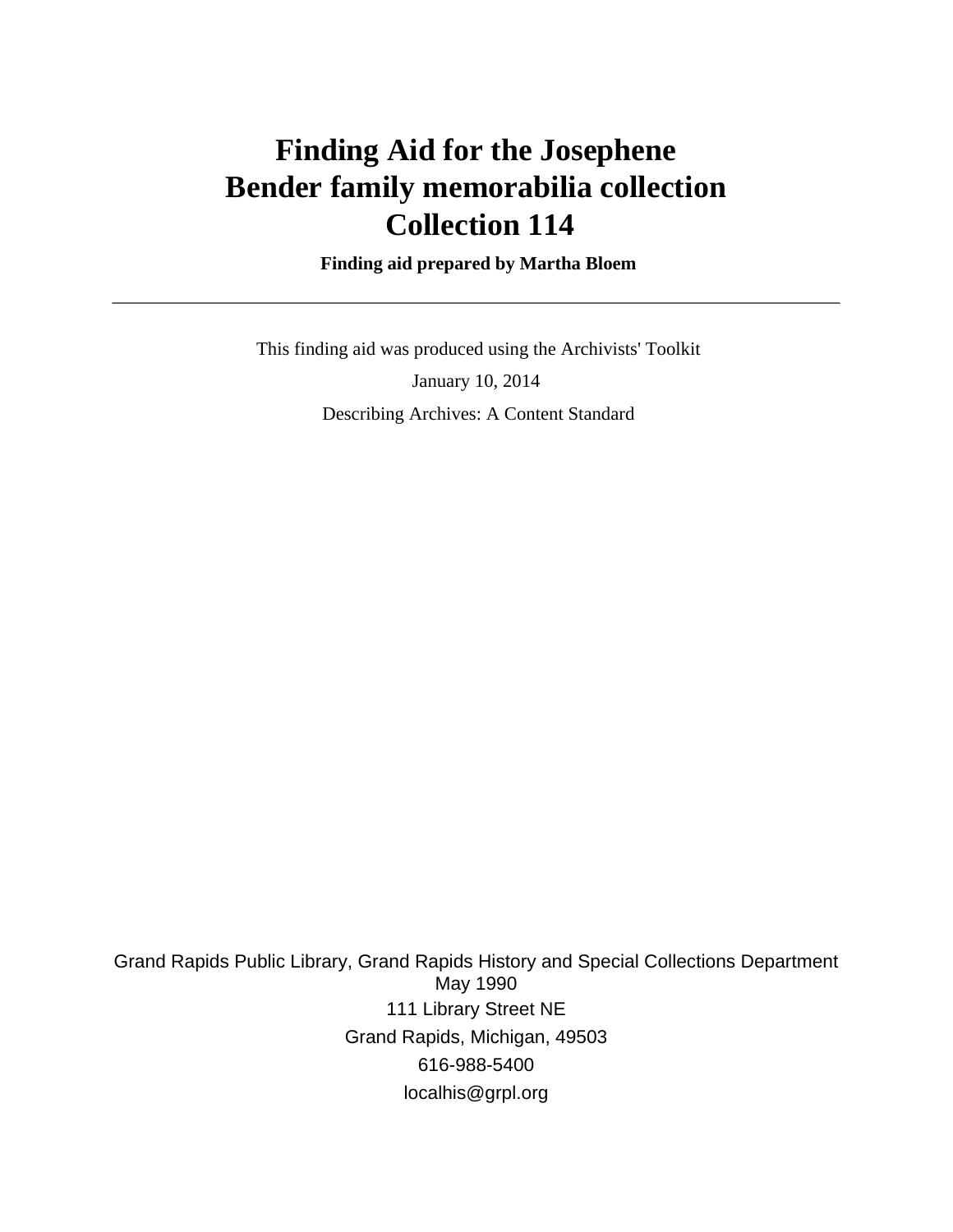# Finding Aid for the Josephene Bender family memorabilia collection Collection 114

**Finding aid prepared by Martha Bloem**

---

This finding aid was produced using the Archivists' Toolkit

January 10, 2014

Describing Archives: A Content Standard

Grand Rapids Public Library, Grand Rapids History and Special Collections Department
May 1990
111 Library Street NE
Grand Rapids, Michigan, 49503
616-988-5400
localhis@grpl.org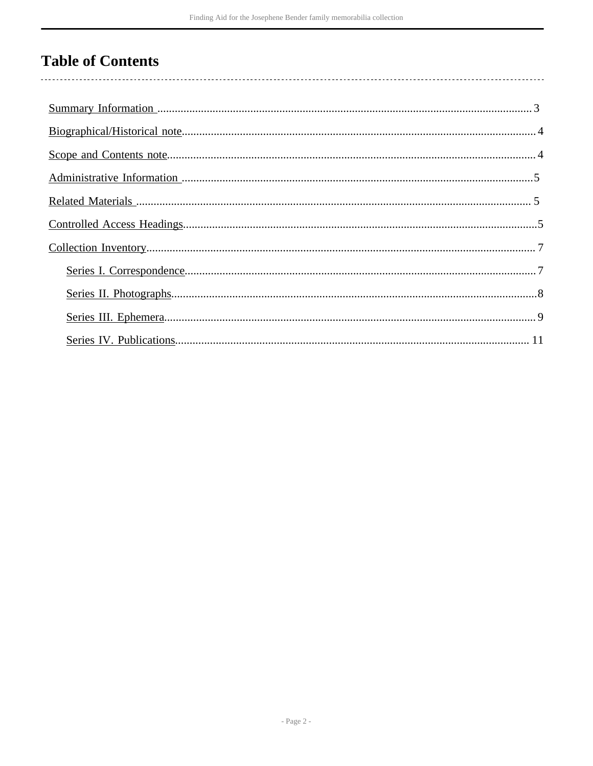# Table of Contents

- Summary Information ........ 3
- Biographical/Historical note ........ 4
- Scope and Contents note ........ 4
- Administrative Information ........ 5
- Related Materials ........ 5
- Controlled Access Headings ........ 5
- Collection Inventory ........ 7
  - Series I. Correspondence ........ 7
  - Series II. Photographs ........ 8
  - Series III. Ephemera ........ 9
  - Series IV. Publications ........ 11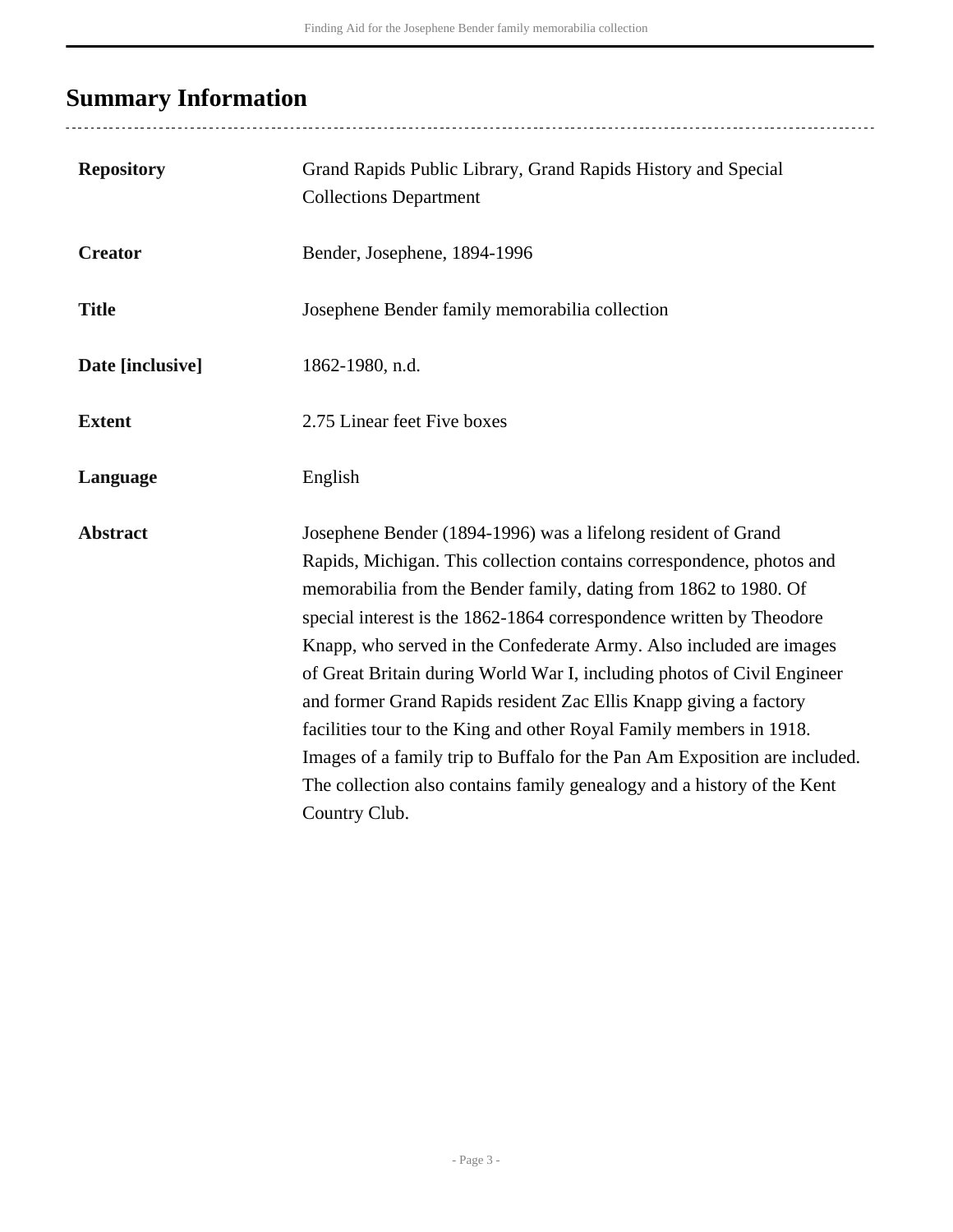## Summary Information

| | |
|---|---|
| **Repository** | Grand Rapids Public Library, Grand Rapids History and Special Collections Department |
| **Creator** | Bender, Josephene, 1894-1996 |
| **Title** | Josephene Bender family memorabilia collection |
| **Date [inclusive]** | 1862-1980, n.d. |
| **Extent** | 2.75 Linear feet Five boxes |
| **Language** | English |
| **Abstract** | Josephene Bender (1894-1996) was a lifelong resident of Grand Rapids, Michigan. This collection contains correspondence, photos and memorabilia from the Bender family, dating from 1862 to 1980. Of special interest is the 1862-1864 correspondence written by Theodore Knapp, who served in the Confederate Army. Also included are images of Great Britain during World War I, including photos of Civil Engineer and former Grand Rapids resident Zac Ellis Knapp giving a factory facilities tour to the King and other Royal Family members in 1918. Images of a family trip to Buffalo for the Pan Am Exposition are included. The collection also contains family genealogy and a history of the Kent Country Club. |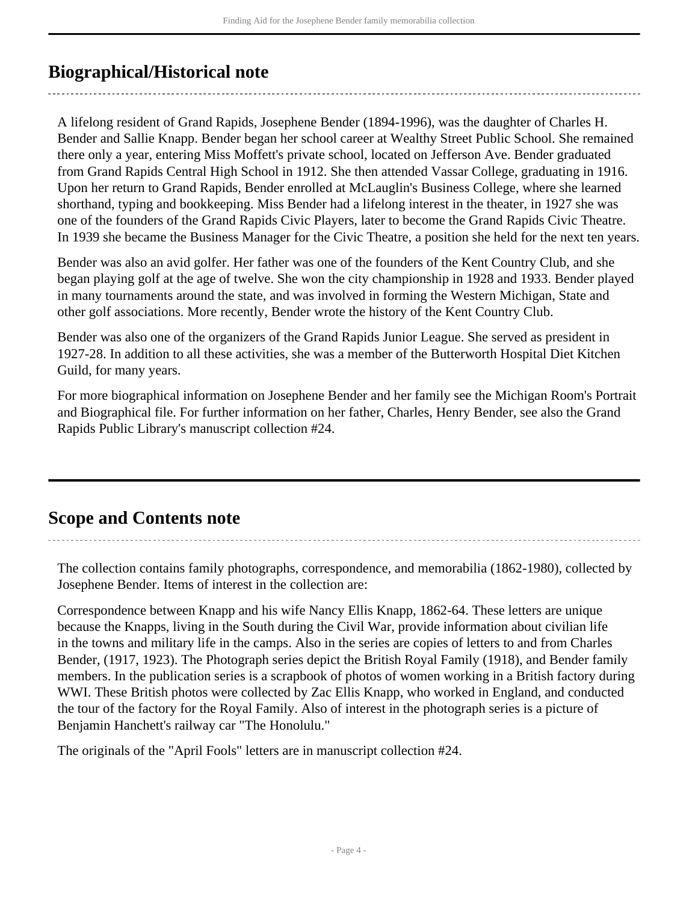## Biographical/Historical note

A lifelong resident of Grand Rapids, Josephene Bender (1894-1996), was the daughter of Charles H. Bender and Sallie Knapp. Bender began her school career at Wealthy Street Public School. She remained there only a year, entering Miss Moffett's private school, located on Jefferson Ave. Bender graduated from Grand Rapids Central High School in 1912. She then attended Vassar College, graduating in 1916. Upon her return to Grand Rapids, Bender enrolled at McLauglin's Business College, where she learned shorthand, typing and bookkeeping. Miss Bender had a lifelong interest in the theater, in 1927 she was one of the founders of the Grand Rapids Civic Players, later to become the Grand Rapids Civic Theatre. In 1939 she became the Business Manager for the Civic Theatre, a position she held for the next ten years.

Bender was also an avid golfer. Her father was one of the founders of the Kent Country Club, and she began playing golf at the age of twelve. She won the city championship in 1928 and 1933. Bender played in many tournaments around the state, and was involved in forming the Western Michigan, State and other golf associations. More recently, Bender wrote the history of the Kent Country Club.

Bender was also one of the organizers of the Grand Rapids Junior League. She served as president in 1927-28. In addition to all these activities, she was a member of the Butterworth Hospital Diet Kitchen Guild, for many years.

For more biographical information on Josephene Bender and her family see the Michigan Room's Portrait and Biographical file. For further information on her father, Charles, Henry Bender, see also the Grand Rapids Public Library's manuscript collection #24.

## Scope and Contents note

The collection contains family photographs, correspondence, and memorabilia (1862-1980), collected by Josephene Bender. Items of interest in the collection are:

Correspondence between Knapp and his wife Nancy Ellis Knapp, 1862-64. These letters are unique because the Knapps, living in the South during the Civil War, provide information about civilian life in the towns and military life in the camps. Also in the series are copies of letters to and from Charles Bender, (1917, 1923). The Photograph series depict the British Royal Family (1918), and Bender family members. In the publication series is a scrapbook of photos of women working in a British factory during WWI. These British photos were collected by Zac Ellis Knapp, who worked in England, and conducted the tour of the factory for the Royal Family. Also of interest in the photograph series is a picture of Benjamin Hanchett's railway car "The Honolulu."

The originals of the "April Fools" letters are in manuscript collection #24.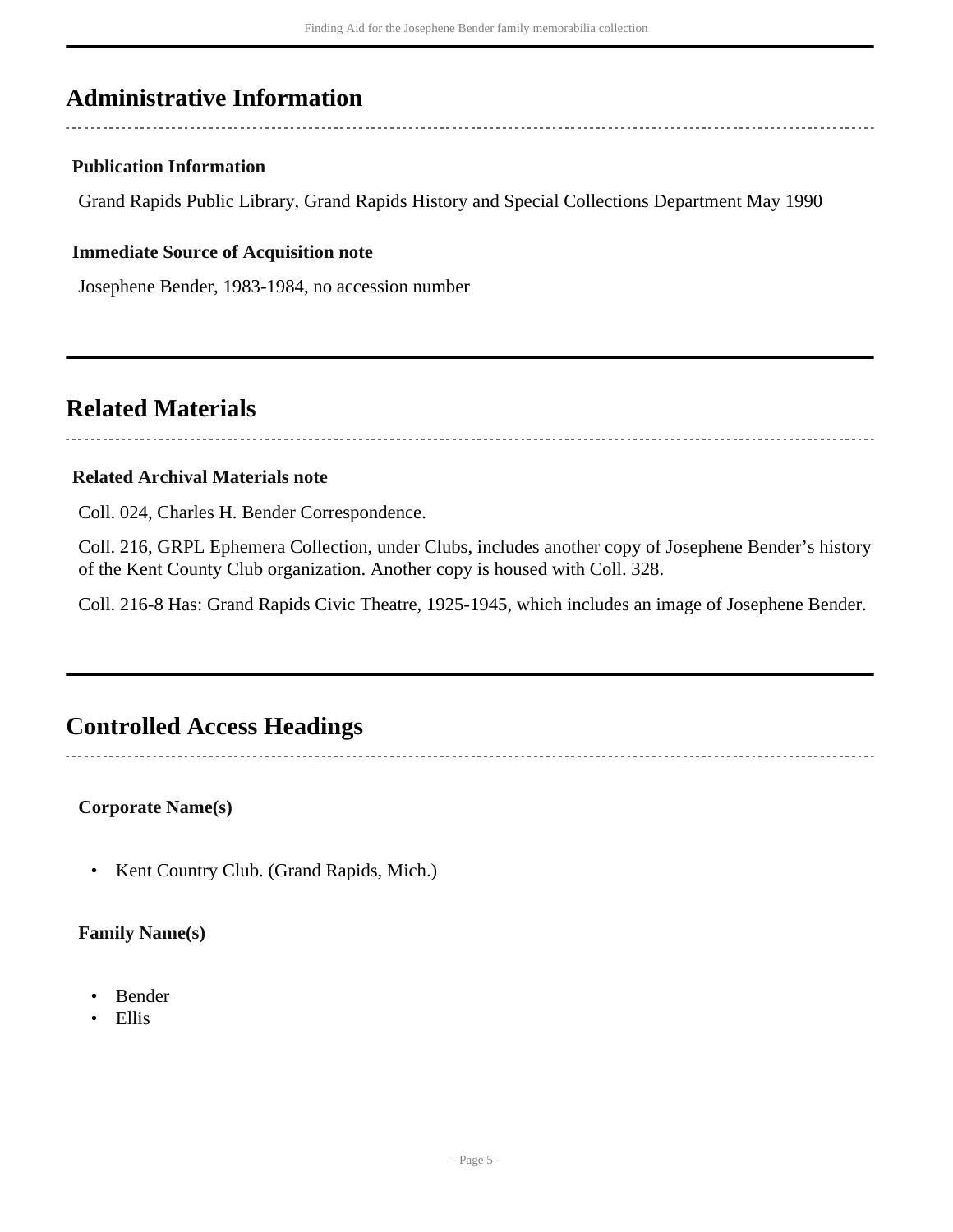## Administrative Information

### Publication Information

Grand Rapids Public Library, Grand Rapids History and Special Collections Department May 1990

### Immediate Source of Acquisition note

Josephene Bender, 1983-1984, no accession number

## Related Materials

### Related Archival Materials note

Coll. 024, Charles H. Bender Correspondence.

Coll. 216, GRPL Ephemera Collection, under Clubs, includes another copy of Josephene Bender's history of the Kent County Club organization. Another copy is housed with Coll. 328.

Coll. 216-8 Has: Grand Rapids Civic Theatre, 1925-1945, which includes an image of Josephene Bender.

## Controlled Access Headings

### Corporate Name(s)

- Kent Country Club. (Grand Rapids, Mich.)

### Family Name(s)

- Bender
- Ellis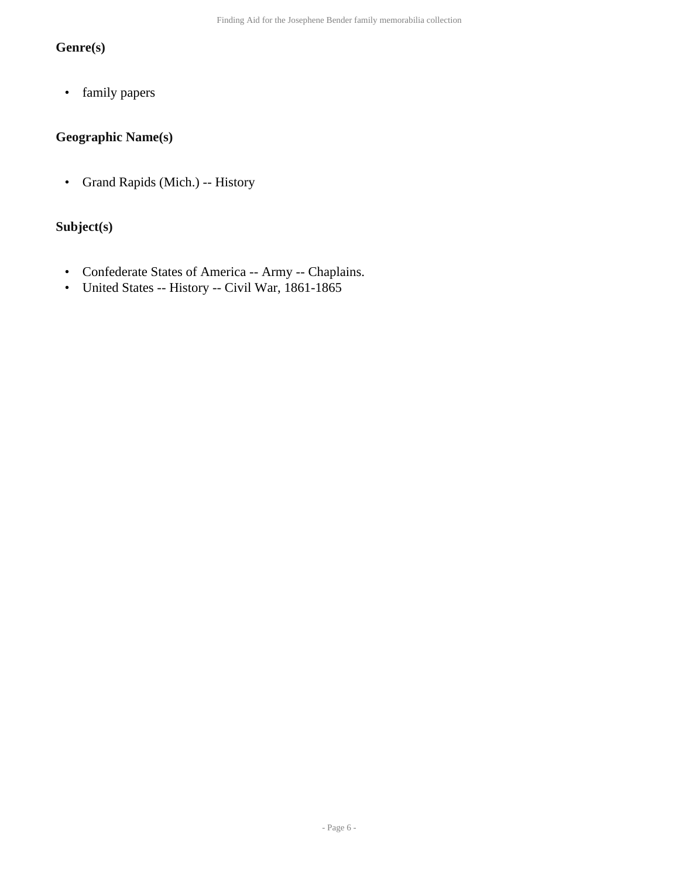### Genre(s)

- family papers

### Geographic Name(s)

- Grand Rapids (Mich.) -- History

### Subject(s)

- Confederate States of America -- Army -- Chaplains.
- United States -- History -- Civil War, 1861-1865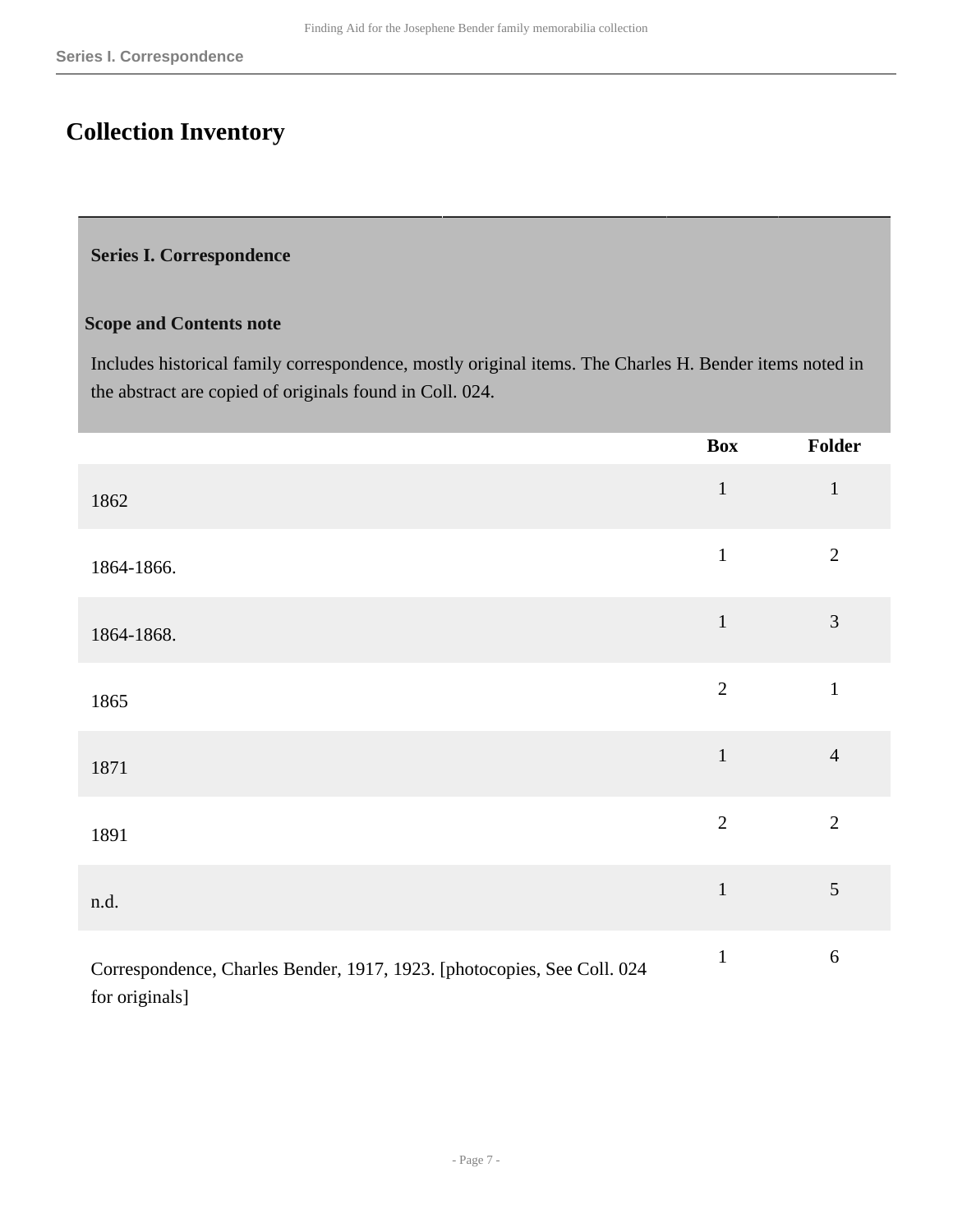# Collection Inventory

### Series I. Correspondence

**Scope and Contents note**

Includes historical family correspondence, mostly original items. The Charles H. Bender items noted in the abstract are copied of originals found in Coll. 024.

| | Box | Folder |
|---|---|---|
| 1862 | 1 | 1 |
| 1864-1866. | 1 | 2 |
| 1864-1868. | 1 | 3 |
| 1865 | 2 | 1 |
| 1871 | 1 | 4 |
| 1891 | 2 | 2 |
| n.d. | 1 | 5 |
| Correspondence, Charles Bender, 1917, 1923. [photocopies, See Coll. 024 for originals] | 1 | 6 |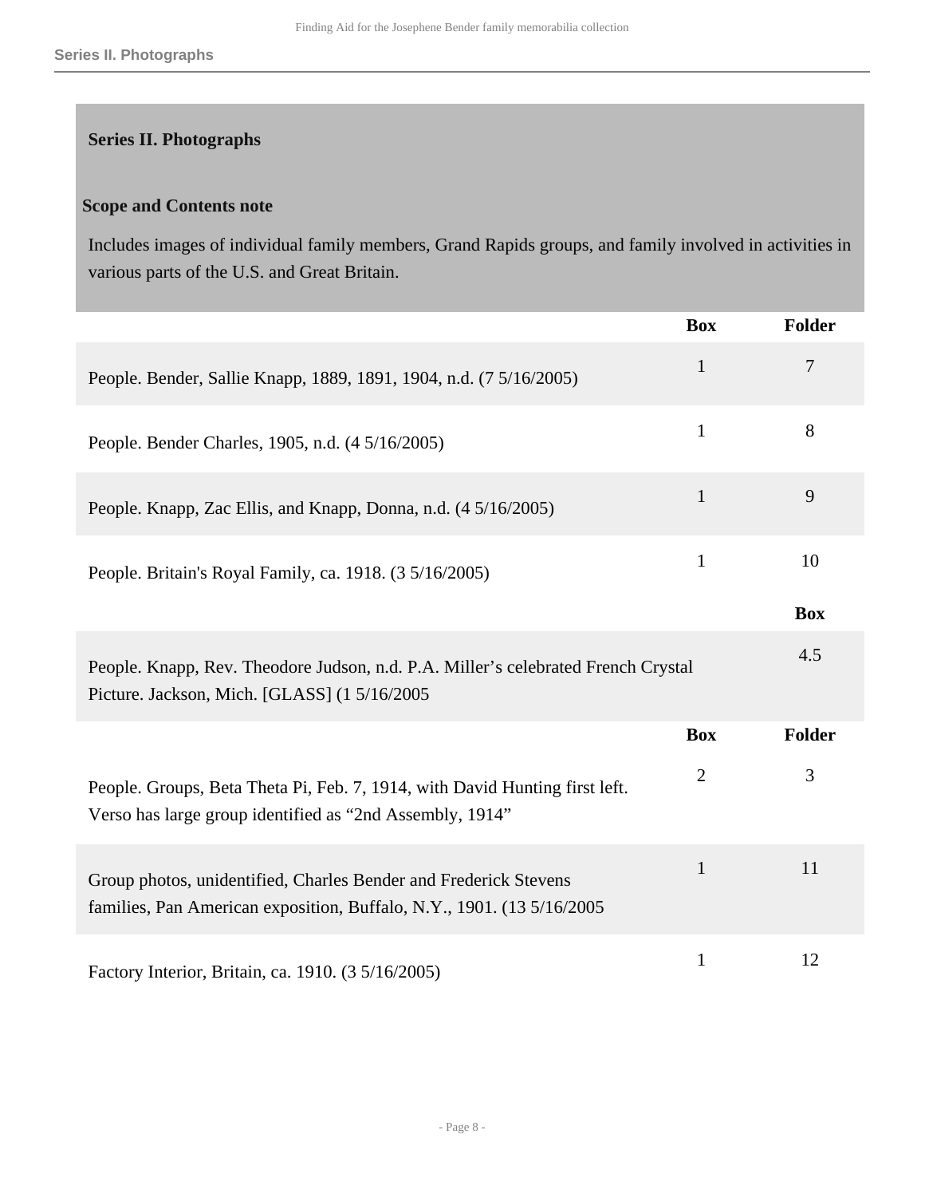## Series II. Photographs

### Scope and Contents note

Includes images of individual family members, Grand Rapids groups, and family involved in activities in various parts of the U.S. and Great Britain.

| | Box | Folder |
|---|---|---|
| People. Bender, Sallie Knapp, 1889, 1891, 1904, n.d. (7 5/16/2005) | 1 | 7 |
| People. Bender Charles, 1905, n.d. (4 5/16/2005) | 1 | 8 |
| People. Knapp, Zac Ellis, and Knapp, Donna, n.d. (4 5/16/2005) | 1 | 9 |
| People. Britain's Royal Family, ca. 1918. (3 5/16/2005) | 1 | 10 |

| | Box |
|---|---|
| People. Knapp, Rev. Theodore Judson, n.d. P.A. Miller’s celebrated French Crystal Picture. Jackson, Mich. [GLASS] (1 5/16/2005 | 4.5 |

| | Box | Folder |
|---|---|---|
| People. Groups, Beta Theta Pi, Feb. 7, 1914, with David Hunting first left. Verso has large group identified as “2nd Assembly, 1914” | 2 | 3 |
| Group photos, unidentified, Charles Bender and Frederick Stevens families, Pan American exposition, Buffalo, N.Y., 1901. (13 5/16/2005 | 1 | 11 |
| Factory Interior, Britain, ca. 1910. (3 5/16/2005) | 1 | 12 |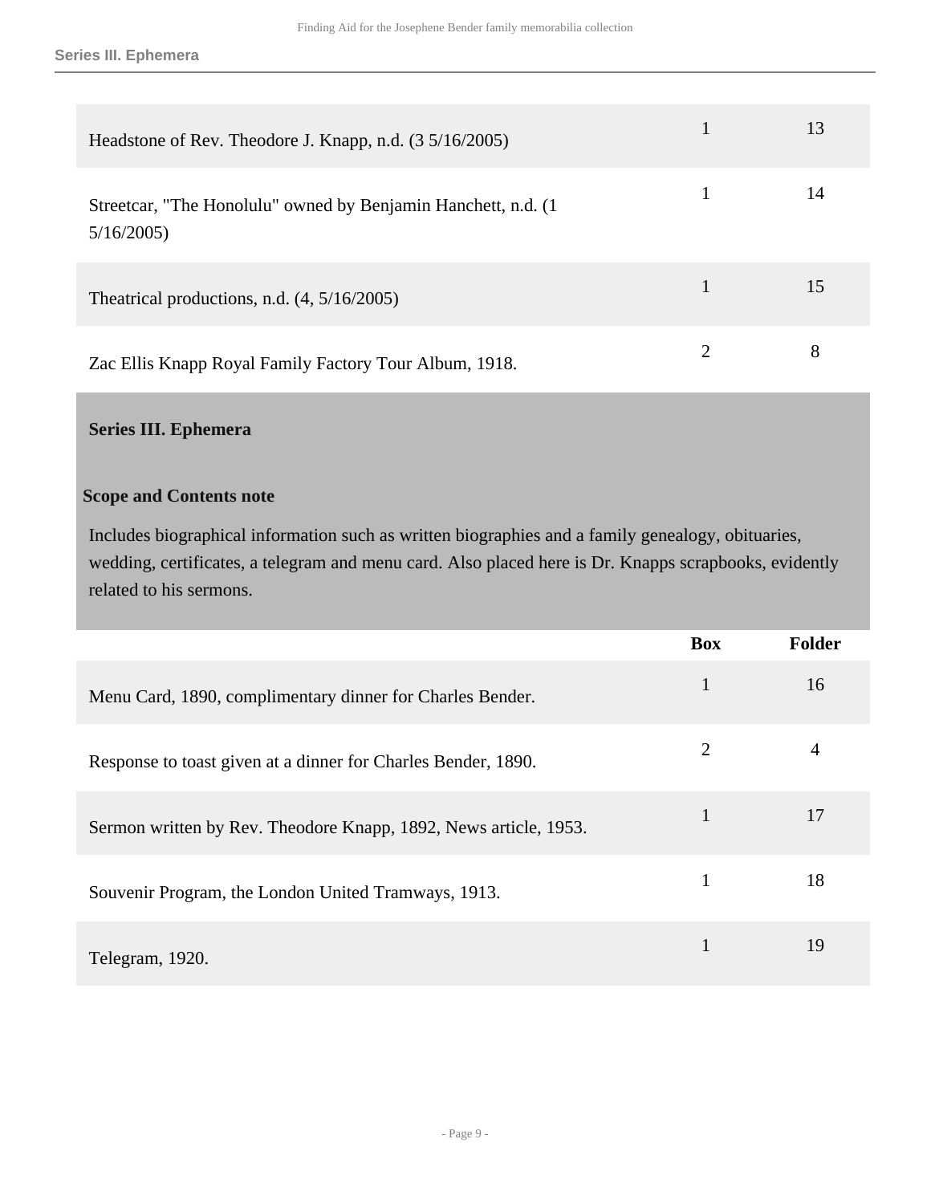| | Box | Folder |
|---|---|---|
| Headstone of Rev. Theodore J. Knapp, n.d. (3 5/16/2005) | 1 | 13 |
| Streetcar, "The Honolulu" owned by Benjamin Hanchett, n.d. (1 5/16/2005) | 1 | 14 |
| Theatrical productions, n.d. (4, 5/16/2005) | 1 | 15 |
| Zac Ellis Knapp Royal Family Factory Tour Album, 1918. | 2 | 8 |

## Series III. Ephemera

### Scope and Contents note

Includes biographical information such as written biographies and a family genealogy, obituaries, wedding, certificates, a telegram and menu card. Also placed here is Dr. Knapps scrapbooks, evidently related to his sermons.

| | Box | Folder |
|---|---|---|
| Menu Card, 1890, complimentary dinner for Charles Bender. | 1 | 16 |
| Response to toast given at a dinner for Charles Bender, 1890. | 2 | 4 |
| Sermon written by Rev. Theodore Knapp, 1892, News article, 1953. | 1 | 17 |
| Souvenir Program, the London United Tramways, 1913. | 1 | 18 |
| Telegram, 1920. | 1 | 19 |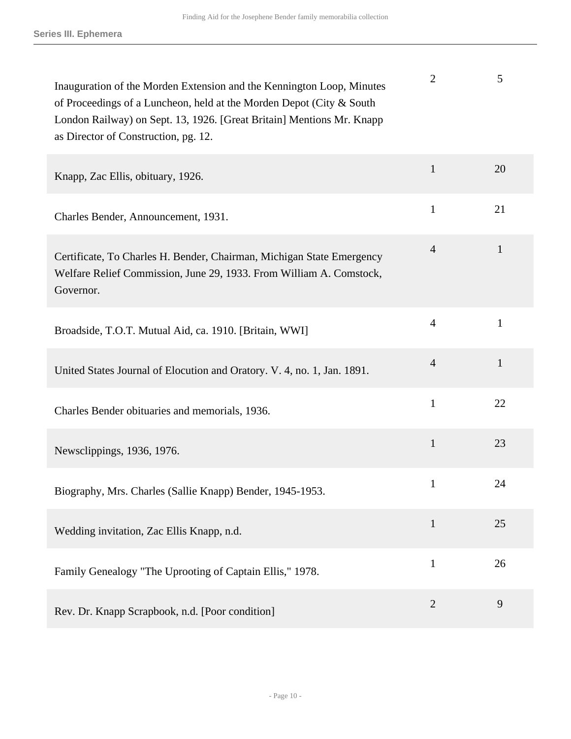| | | |
|---|---|---|
| Inauguration of the Morden Extension and the Kennington Loop, Minutes of Proceedings of a Luncheon, held at the Morden Depot (City & South London Railway) on Sept. 13, 1926. [Great Britain] Mentions Mr. Knapp as Director of Construction, pg. 12. | 2 | 5 |
| Knapp, Zac Ellis, obituary, 1926. | 1 | 20 |
| Charles Bender, Announcement, 1931. | 1 | 21 |
| Certificate, To Charles H. Bender, Chairman, Michigan State Emergency Welfare Relief Commission, June 29, 1933. From William A. Comstock, Governor. | 4 | 1 |
| Broadside, T.O.T. Mutual Aid, ca. 1910. [Britain, WWI] | 4 | 1 |
| United States Journal of Elocution and Oratory. V. 4, no. 1, Jan. 1891. | 4 | 1 |
| Charles Bender obituaries and memorials, 1936. | 1 | 22 |
| Newsclippings, 1936, 1976. | 1 | 23 |
| Biography, Mrs. Charles (Sallie Knapp) Bender, 1945-1953. | 1 | 24 |
| Wedding invitation, Zac Ellis Knapp, n.d. | 1 | 25 |
| Family Genealogy "The Uprooting of Captain Ellis," 1978. | 1 | 26 |
| Rev. Dr. Knapp Scrapbook, n.d. [Poor condition] | 2 | 9 |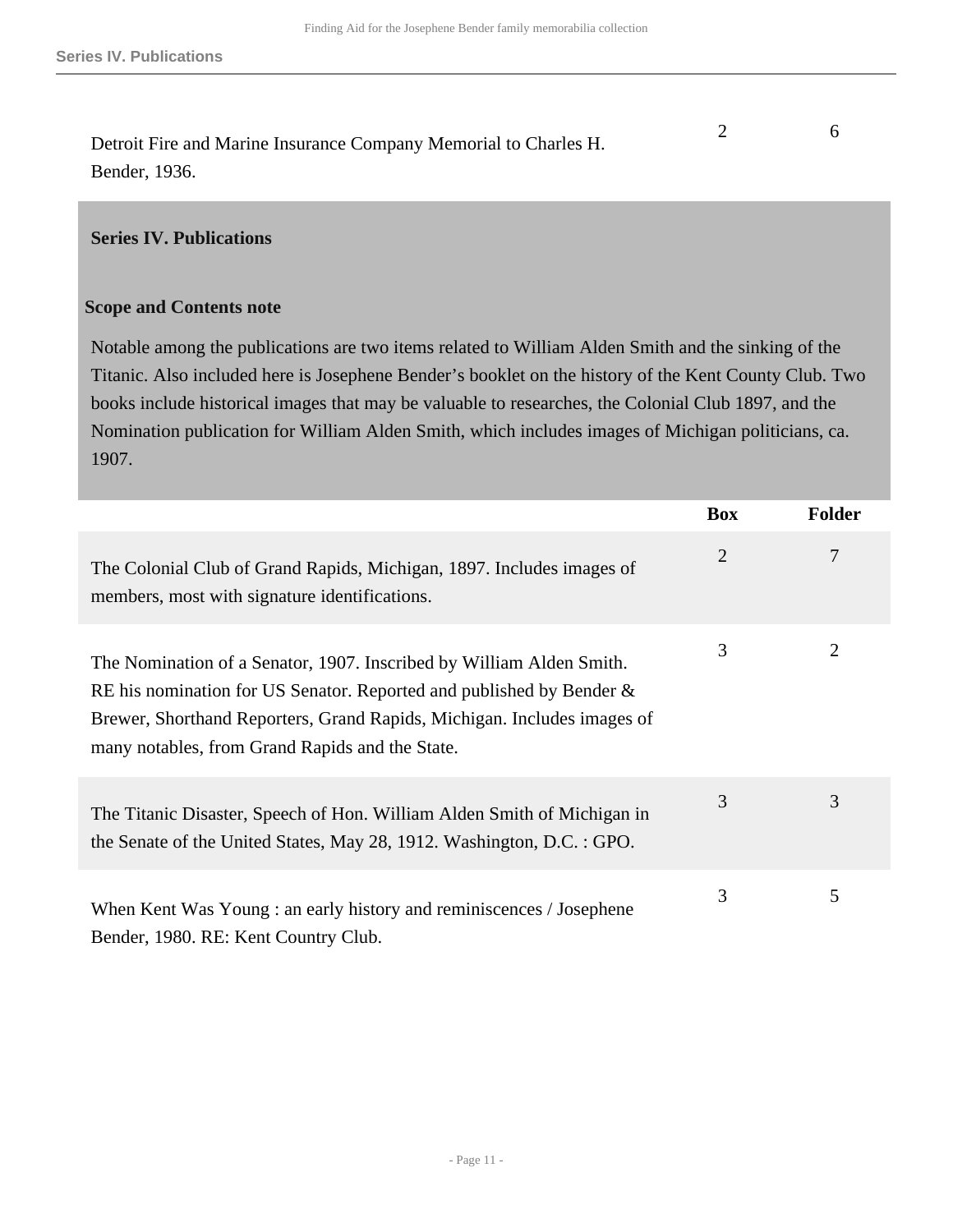| | Box | Folder |
|---|---|---|
| Detroit Fire and Marine Insurance Company Memorial to Charles H. Bender, 1936. | 2 | 6 |

## Series IV. Publications

### Scope and Contents note

Notable among the publications are two items related to William Alden Smith and the sinking of the Titanic. Also included here is Josephene Bender's booklet on the history of the Kent County Club. Two books include historical images that may be valuable to researches, the Colonial Club 1897, and the Nomination publication for William Alden Smith, which includes images of Michigan politicians, ca. 1907.

| | Box | Folder |
|---|---|---|
| The Colonial Club of Grand Rapids, Michigan, 1897. Includes images of members, most with signature identifications. | 2 | 7 |
| The Nomination of a Senator, 1907. Inscribed by William Alden Smith. RE his nomination for US Senator. Reported and published by Bender & Brewer, Shorthand Reporters, Grand Rapids, Michigan. Includes images of many notables, from Grand Rapids and the State. | 3 | 2 |
| The Titanic Disaster, Speech of Hon. William Alden Smith of Michigan in the Senate of the United States, May 28, 1912. Washington, D.C. : GPO. | 3 | 3 |
| When Kent Was Young : an early history and reminiscences / Josephene Bender, 1980. RE: Kent Country Club. | 3 | 5 |